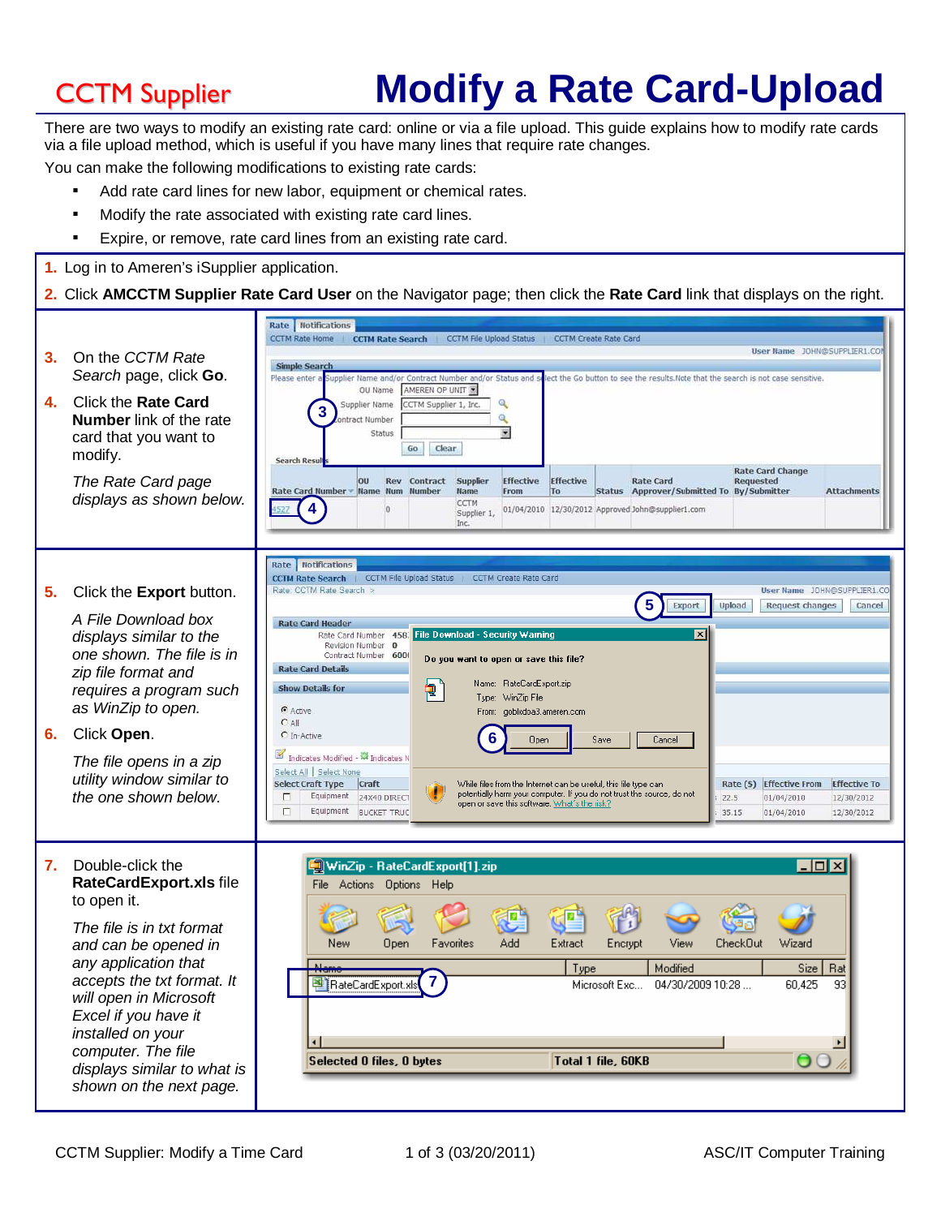CCTM Supplier

# Modify a Rate Card-Upload

There are two ways to modify an existing rate card: online or via a file upload. This guide explains how to modify rate cards via a file upload method, which is useful if you have many lines that require rate changes.

You can make the following modifications to existing rate cards:

- Add rate card lines for new labor, equipment or chemical rates.
- Modify the rate associated with existing rate card lines.
- Expire, or remove, rate card lines from an existing rate card.

1. Log in to Ameren's iSupplier application.
2. Click **AMCCTM Supplier Rate Card User** on the Navigator page; then click the **Rate Card** link that displays on the right.
3. On the *CCTM Rate Search* page, click **Go**.
4. Click the **Rate Card Number** link of the rate card that you want to modify.

   *The Rate Card page displays as shown below.*

5. Click the **Export** button.

   *A File Download box displays similar to the one shown. The file is in zip file format and requires a program such as WinZip to open.*

6. Click **Open**.

   *The file opens in a zip utility window similar to the one shown below.*

7. Double-click the **RateCardExport.xls** file to open it.

   *The file is in txt format and can be opened in any application that accepts the txt format. It will open in Microsoft Excel if you have it installed on your computer. The file displays similar to what is shown on the next page.*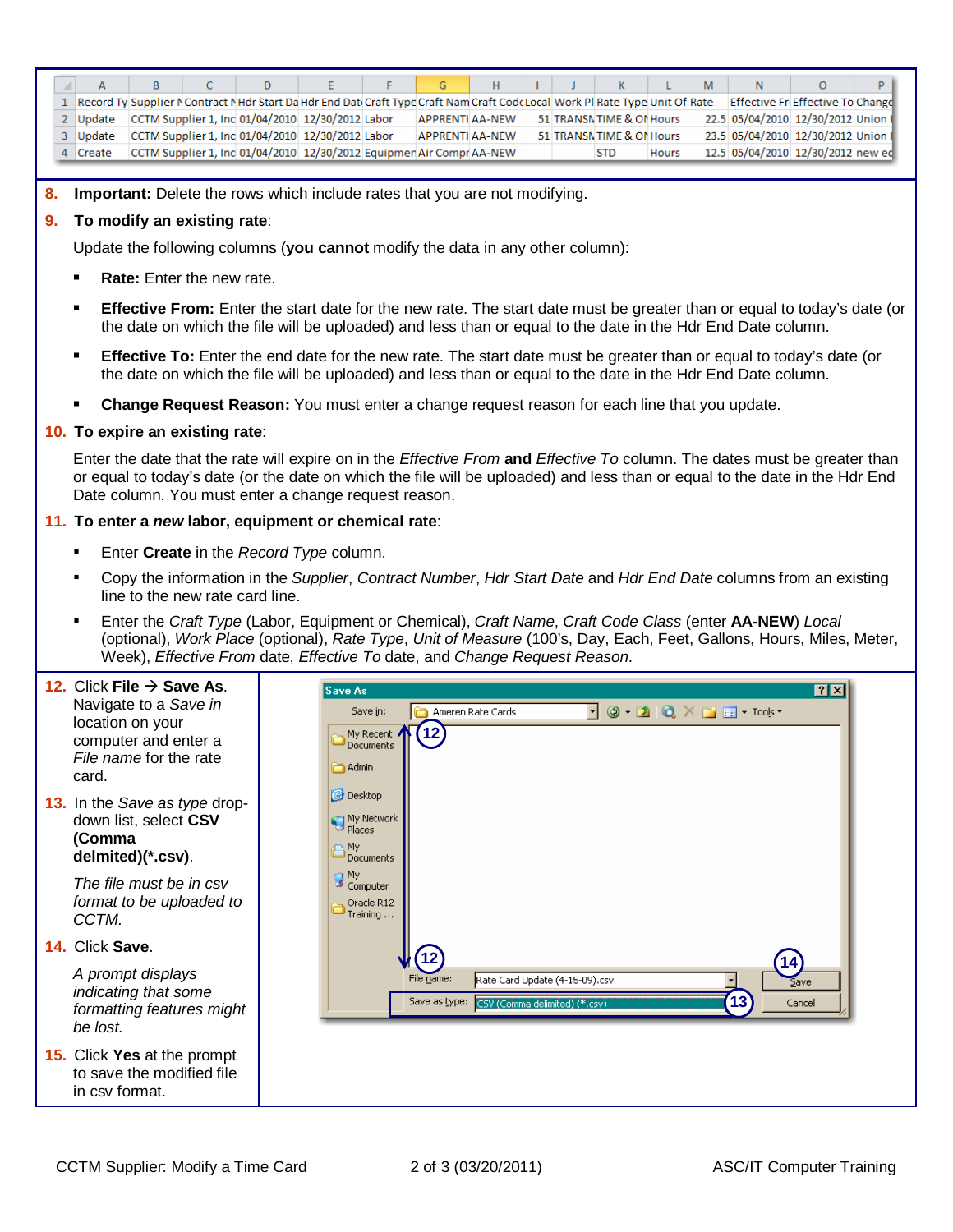|   | A | B | C | D | E | F | G | H | I | J | K | L | M | N | O | P |
|---|---|---|---|---|---|---|---|---|---|---|---|---|---|---|---|---|
| 1 | Record Ty | Supplier N | Contract N | Hdr Start Da | Hdr End Dat | Craft Type | Craft Nam | Craft Code | Local | Work Pl | Rate Type | Unit Of | Rate | Effective Fr | Effective To | Change |
| 2 | Update | CCTM Supplier 1, Inc | | 01/04/2010 | 12/30/2012 | Labor | APPRENTI | AA-NEW | 51 | TRANSN | TIME & OI | Hours | 22.5 | 05/04/2010 | 12/30/2012 | Union I |
| 3 | Update | CCTM Supplier 1, Inc | | 01/04/2010 | 12/30/2012 | Labor | APPRENTI | AA-NEW | 51 | TRANSN | TIME & OI | Hours | 23.5 | 05/04/2010 | 12/30/2012 | Union I |
| 4 | Create | CCTM Supplier 1, Inc | | 01/04/2010 | 12/30/2012 | Equipmer | Air Compr | AA-NEW | | | STD | Hours | 12.5 | 05/04/2010 | 12/30/2012 | new eq |

8. **Important:** Delete the rows which include rates that you are not modifying.

9. **To modify an existing rate**:

   Update the following columns (**you cannot** modify the data in any other column):

   - **Rate:** Enter the new rate.
   - **Effective From:** Enter the start date for the new rate. The start date must be greater than or equal to today's date (or the date on which the file will be uploaded) and less than or equal to the date in the Hdr End Date column.
   - **Effective To:** Enter the end date for the new rate. The start date must be greater than or equal to today's date (or the date on which the file will be uploaded) and less than or equal to the date in the Hdr End Date column.
   - **Change Request Reason:** You must enter a change request reason for each line that you update.

10. **To expire an existing rate**:

    Enter the date that the rate will expire on in the *Effective From* **and** *Effective To* column. The dates must be greater than or equal to today's date (or the date on which the file will be uploaded) and less than or equal to the date in the Hdr End Date column. You must enter a change request reason.

11. **To enter a *new* labor, equipment or chemical rate**:

    - Enter **Create** in the *Record Type* column.
    - Copy the information in the *Supplier*, *Contract Number*, *Hdr Start Date* and *Hdr End Date* columns from an existing line to the new rate card line.
    - Enter the *Craft Type* (Labor, Equipment or Chemical), *Craft Name*, *Craft Code Class* (enter **AA-NEW**) *Local* (optional), *Work Place* (optional), *Rate Type*, *Unit of Measure* (100's, Day, Each, Feet, Gallons, Hours, Miles, Meter, Week), *Effective From* date, *Effective To* date, and *Change Request Reason*.

12. Click **File → Save As**. Navigate to a *Save in* location on your computer and enter a *File name* for the rate card.

13. In the *Save as type* drop-down list, select **CSV (Comma delmited)(\*.csv)**.

    *The file must be in csv format to be uploaded to CCTM.*

14. Click **Save**.

    *A prompt displays indicating that some formatting features might be lost.*

15. Click **Yes** at the prompt to save the modified file in csv format.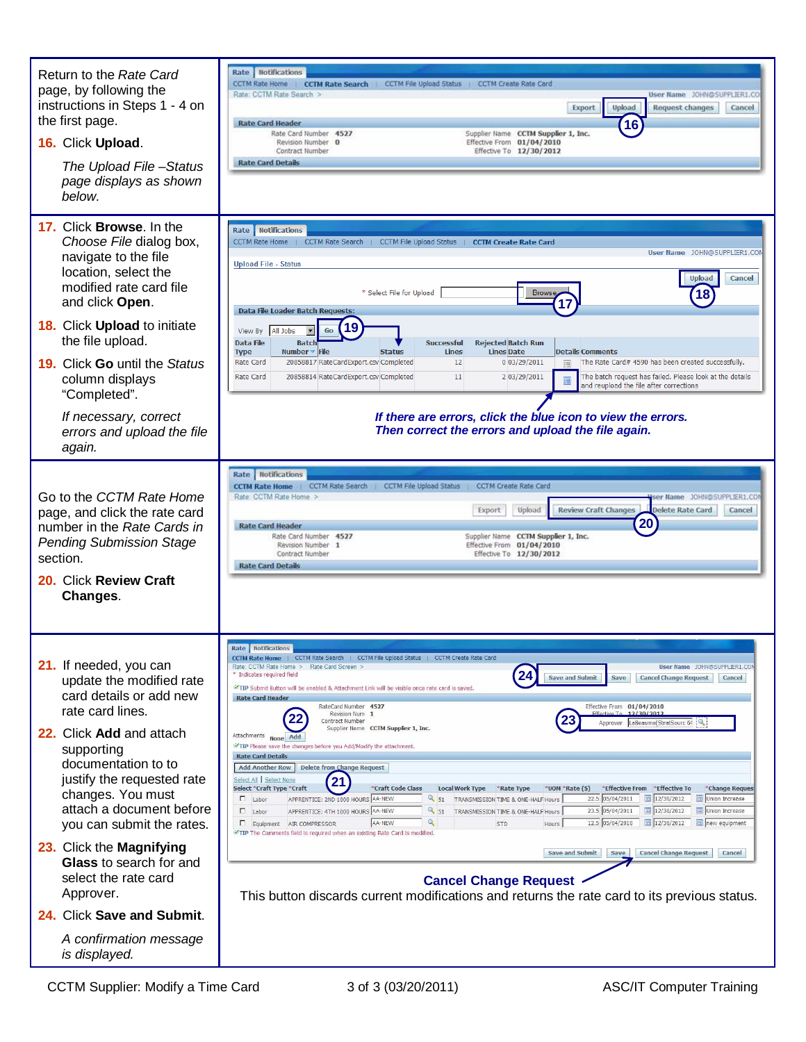Return to the *Rate Card* page, by following the instructions in Steps 1 - 4 on the first page.

**16.** Click **Upload**.

*The Upload File –Status page displays as shown below.*

**17.** Click **Browse**. In the *Choose File* dialog box, navigate to the file location, select the modified rate card file and click **Open**.

**18.** Click **Upload** to initiate the file upload.

**19.** Click **Go** until the *Status* column displays "Completed".

*If necessary, correct errors and upload the file again.*

***If there are errors, click the blue icon to view the errors. Then correct the errors and upload the file again.***

Go to the *CCTM Rate Home* page, and click the rate card number in the *Rate Cards in Pending Submission Stage* section.

**20.** Click **Review Craft Changes**.

**21.** If needed, you can update the modified rate card details or add new rate card lines.

**22.** Click **Add** and attach supporting documentation to to justify the requested rate changes. You must attach a document before you can submit the rates.

**23.** Click the **Magnifying Glass** to search for and select the rate card Approver.

**24.** Click **Save and Submit**.

*A confirmation message is displayed.*

**Cancel Change Request**

This button discards current modifications and returns the rate card to its previous status.